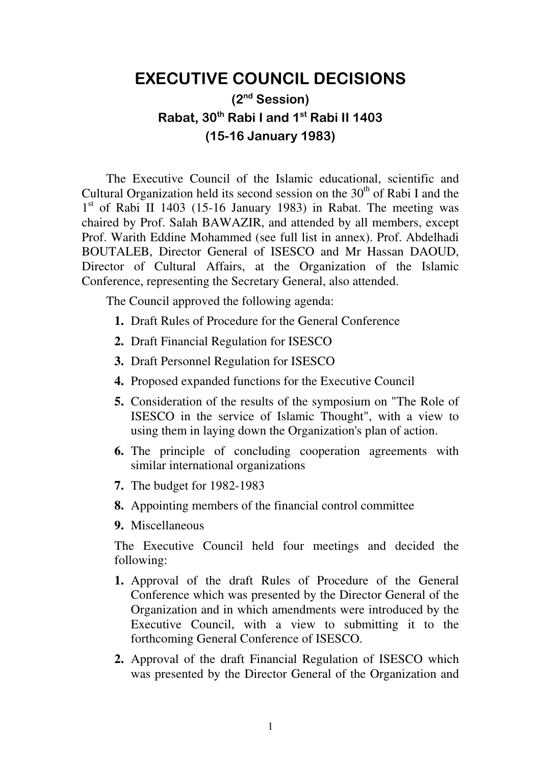# EXECUTIVE COUNCIL DECISIONS

### (2nd Session)

### Rabat, 30th Rabi I and 1st Rabi II 1403

### (15-16 January 1983)

The Executive Council of the Islamic educational, scientific and Cultural Organization held its second session on the 30th of Rabi I and the 1st of Rabi II 1403 (15-16 January 1983) in Rabat. The meeting was chaired by Prof. Salah BAWAZIR, and attended by all members, except Prof. Warith Eddine Mohammed (see full list in annex). Prof. Abdelhadi BOUTALEB, Director General of ISESCO and Mr Hassan DAOUD, Director of Cultural Affairs, at the Organization of the Islamic Conference, representing the Secretary General, also attended.

The Council approved the following agenda:

1. Draft Rules of Procedure for the General Conference
2. Draft Financial Regulation for ISESCO
3. Draft Personnel Regulation for ISESCO
4. Proposed expanded functions for the Executive Council
5. Consideration of the results of the symposium on "The Role of ISESCO in the service of Islamic Thought", with a view to using them in laying down the Organization's plan of action.
6. The principle of concluding cooperation agreements with similar international organizations
7. The budget for 1982-1983
8. Appointing members of the financial control committee
9. Miscellaneous

The Executive Council held four meetings and decided the following:

1. Approval of the draft Rules of Procedure of the General Conference which was presented by the Director General of the Organization and in which amendments were introduced by the Executive Council, with a view to submitting it to the forthcoming General Conference of ISESCO.
2. Approval of the draft Financial Regulation of ISESCO which was presented by the Director General of the Organization and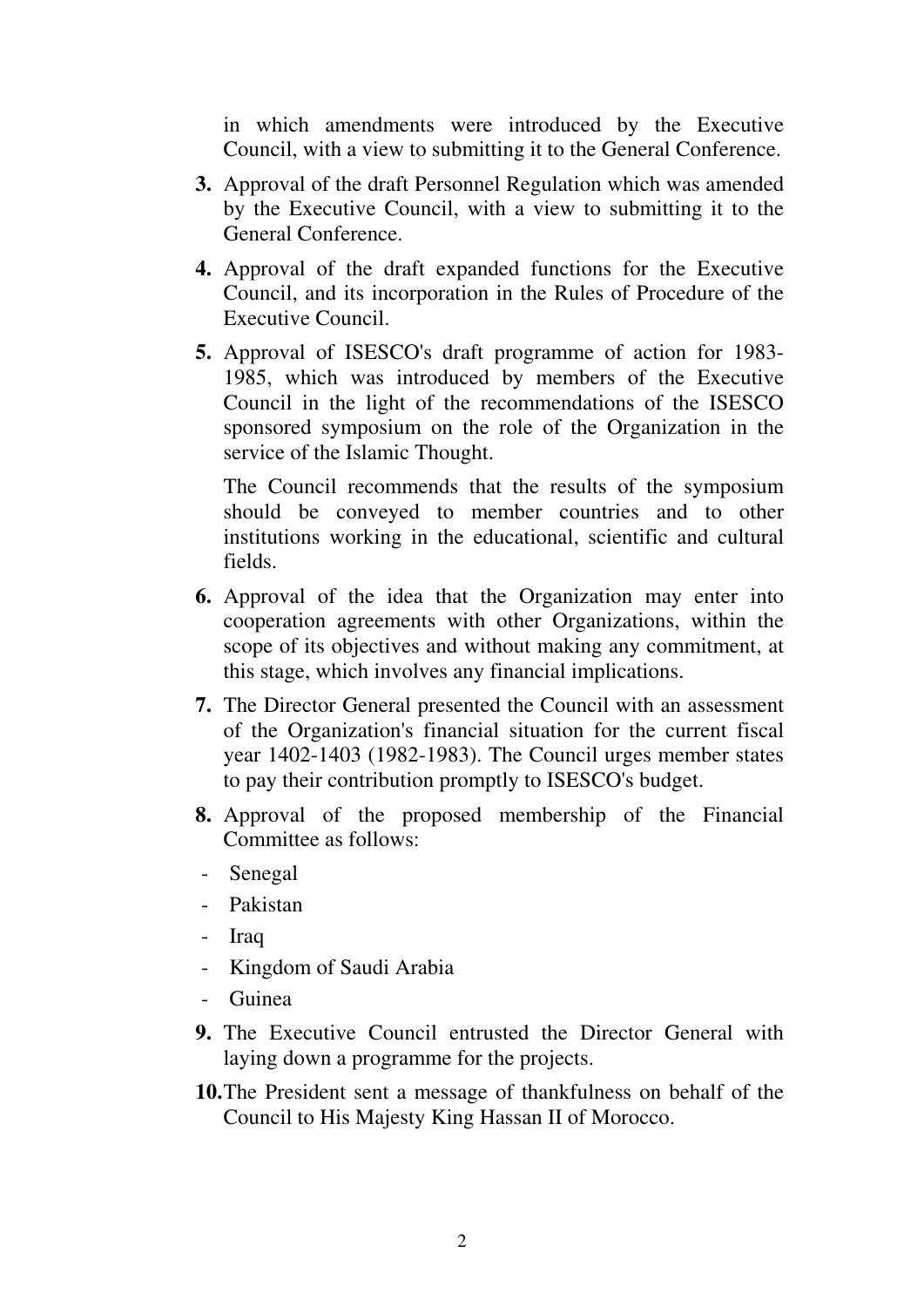in which amendments were introduced by the Executive Council, with a view to submitting it to the General Conference.

**3.** Approval of the draft Personnel Regulation which was amended by the Executive Council, with a view to submitting it to the General Conference.

**4.** Approval of the draft expanded functions for the Executive Council, and its incorporation in the Rules of Procedure of the Executive Council.

**5.** Approval of ISESCO's draft programme of action for 1983-1985, which was introduced by members of the Executive Council in the light of the recommendations of the ISESCO sponsored symposium on the role of the Organization in the service of the Islamic Thought.

The Council recommends that the results of the symposium should be conveyed to member countries and to other institutions working in the educational, scientific and cultural fields.

**6.** Approval of the idea that the Organization may enter into cooperation agreements with other Organizations, within the scope of its objectives and without making any commitment, at this stage, which involves any financial implications.

**7.** The Director General presented the Council with an assessment of the Organization's financial situation for the current fiscal year 1402-1403 (1982-1983). The Council urges member states to pay their contribution promptly to ISESCO's budget.

**8.** Approval of the proposed membership of the Financial Committee as follows:

- Senegal
- Pakistan
- Iraq
- Kingdom of Saudi Arabia
- Guinea

**9.** The Executive Council entrusted the Director General with laying down a programme for the projects.

**10.** The President sent a message of thankfulness on behalf of the Council to His Majesty King Hassan II of Morocco.